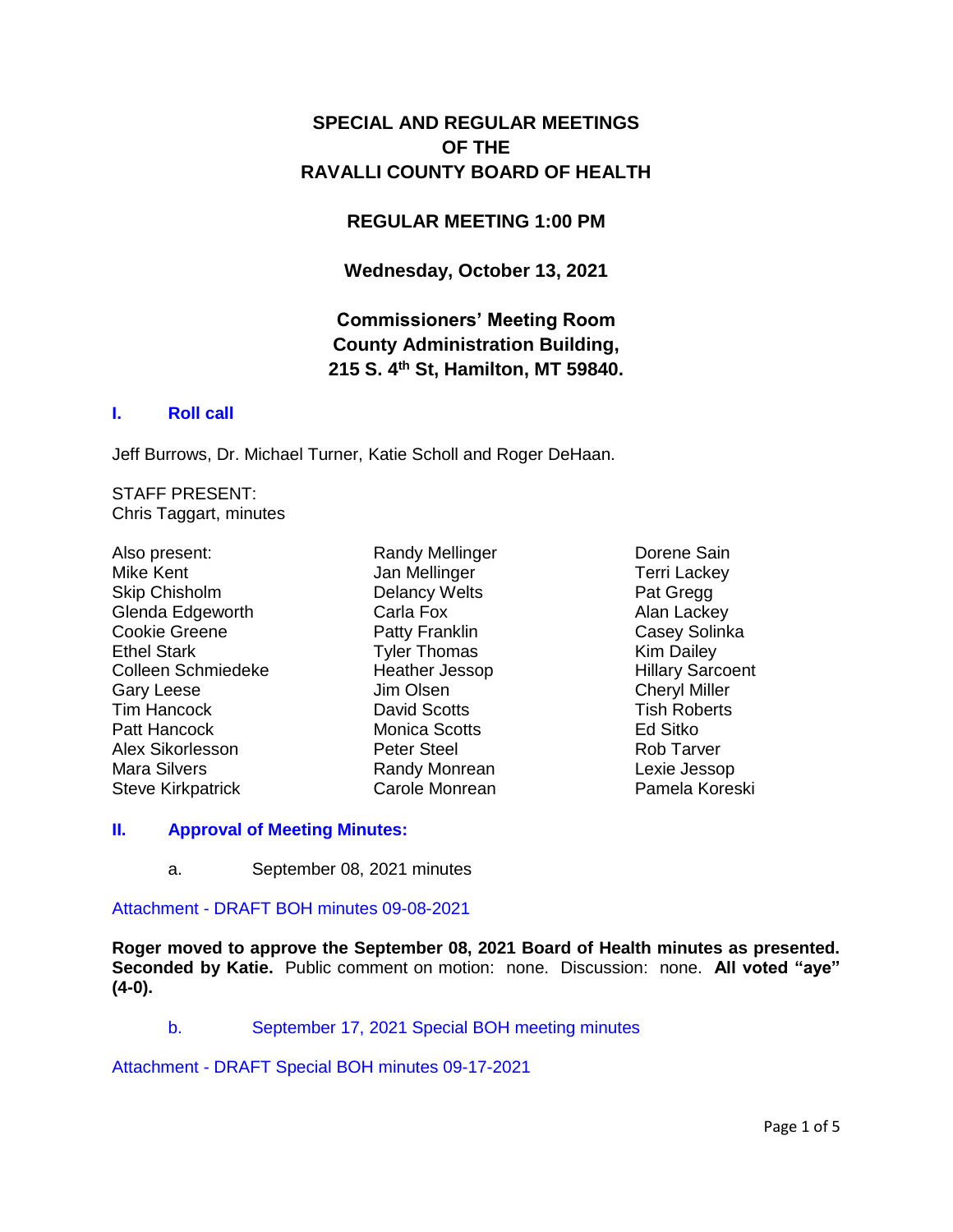# SPECIAL AND REGULAR MEETINGS OF THE RAVALLI COUNTY BOARD OF HEALTH

## REGULAR MEETING 1:00 PM

**Wednesday, October 13, 2021**

**Commissioners' Meeting Room**
**County Administration Building,**
**215 S. 4th St, Hamilton, MT 59840.**

## I. Roll call

Jeff Burrows, Dr. Michael Turner, Katie Scholl and Roger DeHaan.

STAFF PRESENT:
Chris Taggart, minutes

Also present:
Mike Kent
Skip Chisholm
Glenda Edgeworth
Cookie Greene
Ethel Stark
Colleen Schmiedeke
Gary Leese
Tim Hancock
Patt Hancock
Alex Sikorlesson
Mara Silvers
Steve Kirkpatrick
Randy Mellinger
Jan Mellinger
Delancy Welts
Carla Fox
Patty Franklin
Tyler Thomas
Heather Jessop
Jim Olsen
David Scotts
Monica Scotts
Peter Steel
Randy Monrean
Carole Monrean
Dorene Sain
Terri Lackey
Pat Gregg
Alan Lackey
Casey Solinka
Kim Dailey
Hillary Sarcoent
Cheryl Miller
Tish Roberts
Ed Sitko
Rob Tarver
Lexie Jessop
Pamela Koreski

## II. Approval of Meeting Minutes:

a. September 08, 2021 minutes

Attachment - DRAFT BOH minutes 09-08-2021

**Roger moved to approve the September 08, 2021 Board of Health minutes as presented. Seconded by Katie.** Public comment on motion: none. Discussion: none. **All voted "aye" (4-0).**

b. September 17, 2021 Special BOH meeting minutes

Attachment - DRAFT Special BOH minutes 09-17-2021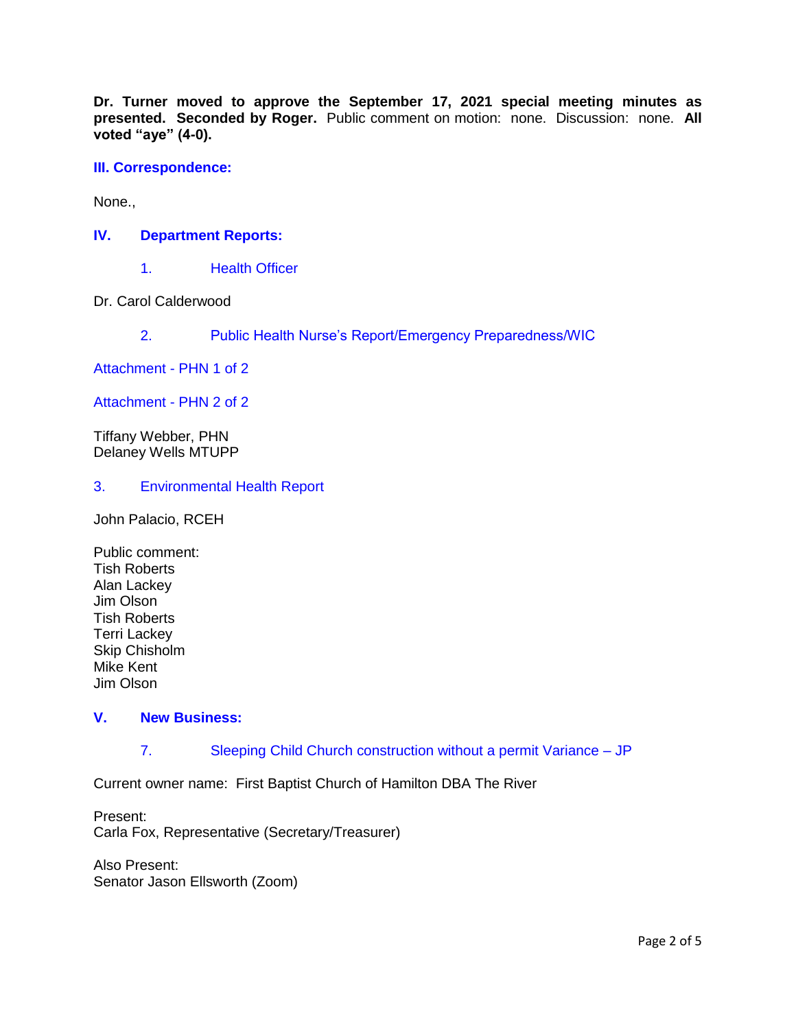**Dr. Turner moved to approve the September 17, 2021 special meeting minutes as presented. Seconded by Roger.** Public comment on motion: none. Discussion: none. **All voted "aye" (4-0).**

### III. Correspondence:

None.,

### IV. Department Reports:

1. Health Officer

Dr. Carol Calderwood

2. Public Health Nurse's Report/Emergency Preparedness/WIC

Attachment - PHN 1 of 2

Attachment - PHN 2 of 2

Tiffany Webber, PHN
Delaney Wells MTUPP

3. Environmental Health Report

John Palacio, RCEH

Public comment:
Tish Roberts
Alan Lackey
Jim Olson
Tish Roberts
Terri Lackey
Skip Chisholm
Mike Kent
Jim Olson

### V. New Business:

7. Sleeping Child Church construction without a permit Variance – JP

Current owner name: First Baptist Church of Hamilton DBA The River

Present:
Carla Fox, Representative (Secretary/Treasurer)

Also Present:
Senator Jason Ellsworth (Zoom)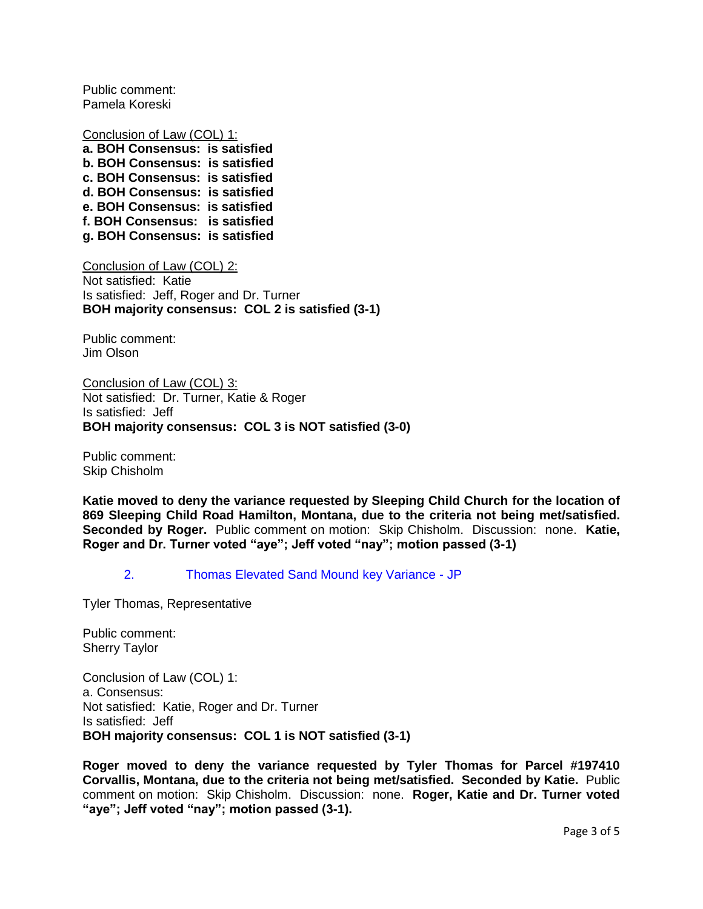Public comment:
Pamela Koreski

Conclusion of Law (COL) 1:
**a. BOH Consensus: is satisfied**
**b. BOH Consensus: is satisfied**
**c. BOH Consensus: is satisfied**
**d. BOH Consensus: is satisfied**
**e. BOH Consensus: is satisfied**
**f. BOH Consensus: is satisfied**
**g. BOH Consensus: is satisfied**

Conclusion of Law (COL) 2:
Not satisfied: Katie
Is satisfied: Jeff, Roger and Dr. Turner
**BOH majority consensus: COL 2 is satisfied (3-1)**

Public comment:
Jim Olson

Conclusion of Law (COL) 3:
Not satisfied: Dr. Turner, Katie & Roger
Is satisfied: Jeff
**BOH majority consensus: COL 3 is NOT satisfied (3-0)**

Public comment:
Skip Chisholm

**Katie moved to deny the variance requested by Sleeping Child Church for the location of 869 Sleeping Child Road Hamilton, Montana, due to the criteria not being met/satisfied. Seconded by Roger.** Public comment on motion: Skip Chisholm. Discussion: none. **Katie, Roger and Dr. Turner voted "aye"; Jeff voted "nay"; motion passed (3-1)**

2. Thomas Elevated Sand Mound key Variance - JP

Tyler Thomas, Representative

Public comment:
Sherry Taylor

Conclusion of Law (COL) 1:
a. Consensus:
Not satisfied: Katie, Roger and Dr. Turner
Is satisfied: Jeff
**BOH majority consensus: COL 1 is NOT satisfied (3-1)**

**Roger moved to deny the variance requested by Tyler Thomas for Parcel #197410 Corvallis, Montana, due to the criteria not being met/satisfied. Seconded by Katie.** Public comment on motion: Skip Chisholm. Discussion: none. **Roger, Katie and Dr. Turner voted "aye"; Jeff voted "nay"; motion passed (3-1).**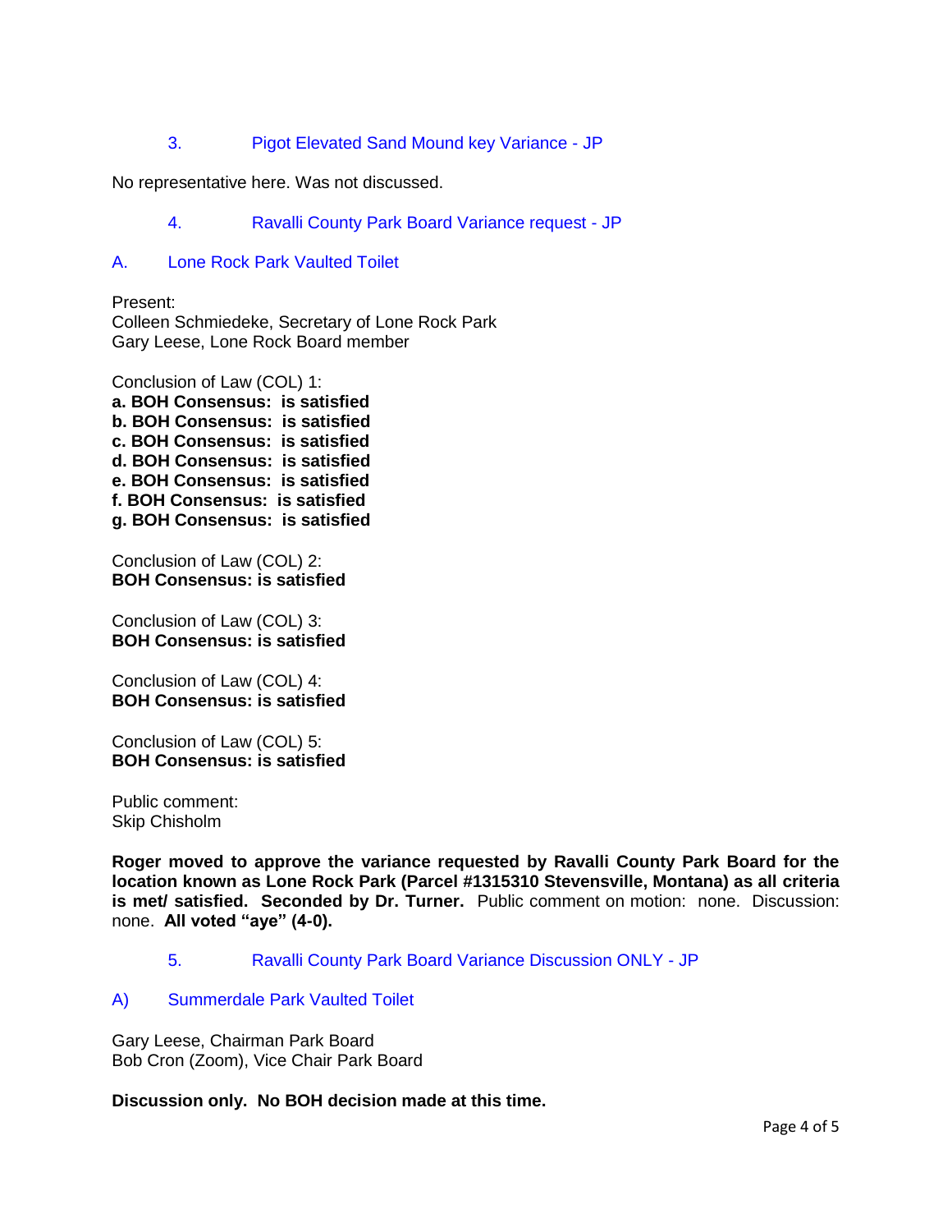3. Pigot Elevated Sand Mound key Variance - JP

No representative here. Was not discussed.

4. Ravalli County Park Board Variance request - JP

A. Lone Rock Park Vaulted Toilet

Present:
Colleen Schmiedeke, Secretary of Lone Rock Park
Gary Leese, Lone Rock Board member

Conclusion of Law (COL) 1:
**a. BOH Consensus: is satisfied**
**b. BOH Consensus: is satisfied**
**c. BOH Consensus: is satisfied**
**d. BOH Consensus: is satisfied**
**e. BOH Consensus: is satisfied**
**f. BOH Consensus: is satisfied**
**g. BOH Consensus: is satisfied**

Conclusion of Law (COL) 2:
**BOH Consensus: is satisfied**

Conclusion of Law (COL) 3:
**BOH Consensus: is satisfied**

Conclusion of Law (COL) 4:
**BOH Consensus: is satisfied**

Conclusion of Law (COL) 5:
**BOH Consensus: is satisfied**

Public comment:
Skip Chisholm

**Roger moved to approve the variance requested by Ravalli County Park Board for the location known as Lone Rock Park (Parcel #1315310 Stevensville, Montana) as all criteria is met/ satisfied. Seconded by Dr. Turner.** Public comment on motion: none. Discussion: none. **All voted "aye" (4-0).**

5. Ravalli County Park Board Variance Discussion ONLY - JP

A) Summerdale Park Vaulted Toilet

Gary Leese, Chairman Park Board
Bob Cron (Zoom), Vice Chair Park Board

**Discussion only. No BOH decision made at this time.**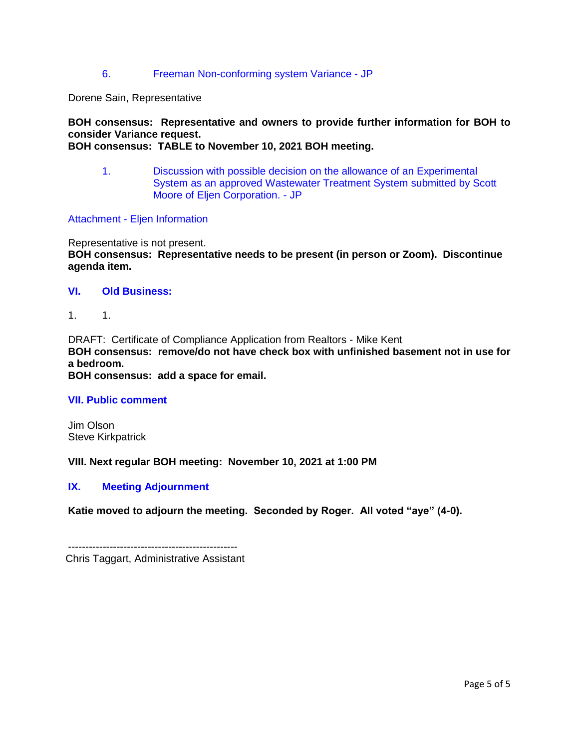6. Freeman Non-conforming system Variance - JP

Dorene Sain, Representative

**BOH consensus: Representative and owners to provide further information for BOH to consider Variance request.**
**BOH consensus: TABLE to November 10, 2021 BOH meeting.**

1. Discussion with possible decision on the allowance of an Experimental System as an approved Wastewater Treatment System submitted by Scott Moore of Eljen Corporation. - JP

Attachment - Eljen Information

Representative is not present.
**BOH consensus: Representative needs to be present (in person or Zoom). Discontinue agenda item.**

## VI. Old Business:

1. 1.

DRAFT: Certificate of Compliance Application from Realtors - Mike Kent
**BOH consensus: remove/do not have check box with unfinished basement not in use for a bedroom.**
**BOH consensus: add a space for email.**

## VII. Public comment

Jim Olson
Steve Kirkpatrick

**VIII. Next regular BOH meeting: November 10, 2021 at 1:00 PM**

## IX. Meeting Adjournment

**Katie moved to adjourn the meeting. Seconded by Roger. All voted "aye" (4-0).**

--------------------------------------------------
Chris Taggart, Administrative Assistant